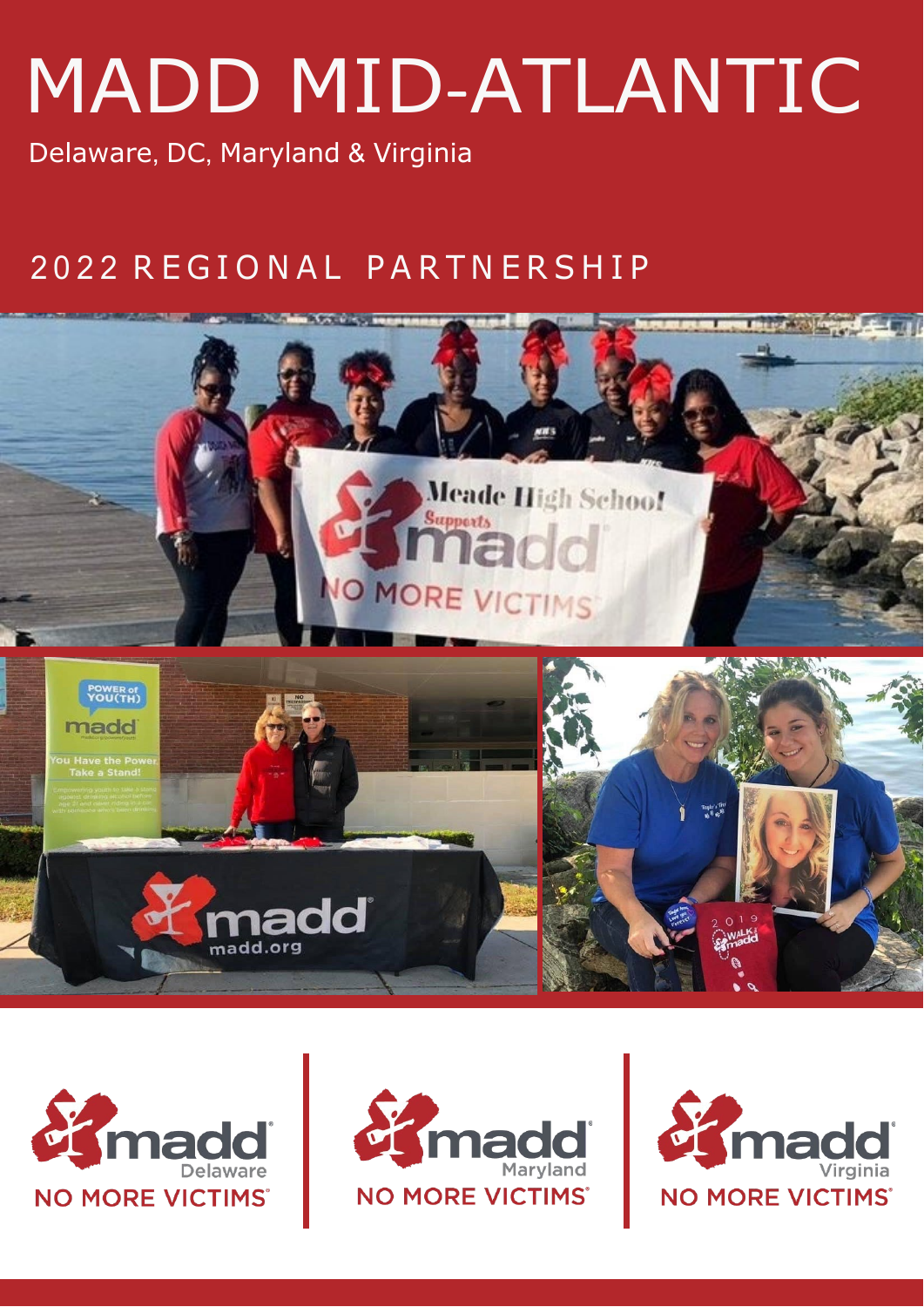# MADD MID-ATLANTIC

Delaware, DC, Maryland & Virginia

## 2022 REGIONAL PARTNERSHIP

madd Delaware
NO MORE VICTIMS

madd Maryland
NO MORE VICTIMS

madd Virginia
NO MORE VICTIMS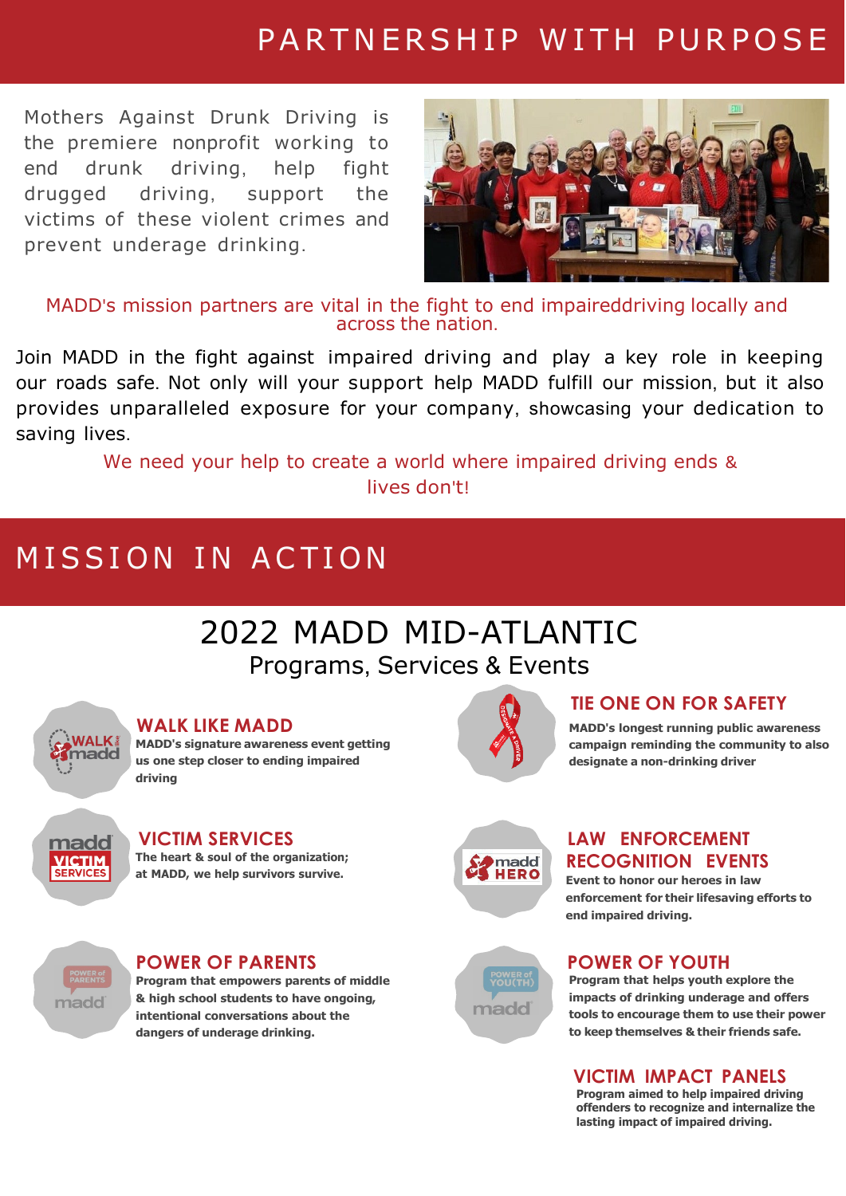# PARTNERSHIP WITH PURPOSE

Mothers Against Drunk Driving is the premiere nonprofit working to end drunk driving, help fight drugged driving, support the victims of these violent crimes and prevent underage drinking.

MADD's mission partners are vital in the fight to end impaireddriving locally and across the nation.

Join MADD in the fight against impaired driving and play a key role in keeping our roads safe. Not only will your support help MADD fulfill our mission, but it also provides unparalleled exposure for your company, showcasing your dedication to saving lives.

We need your help to create a world where impaired driving ends & lives don't!

# MISSION IN ACTION

## 2022 MADD MID-ATLANTIC

### Programs, Services & Events

**WALK LIKE MADD**
MADD's signature awareness event getting us one step closer to ending impaired driving

**VICTIM SERVICES**
The heart & soul of the organization; at MADD, we help survivors survive.

**POWER OF PARENTS**
Program that empowers parents of middle & high school students to have ongoing, intentional conversations about the dangers of underage drinking.

**TIE ONE ON FOR SAFETY**
MADD's longest running public awareness campaign reminding the community to also designate a non-drinking driver

**LAW ENFORCEMENT RECOGNITION EVENTS**
Event to honor our heroes in law enforcement for their lifesaving efforts to end impaired driving.

**POWER OF YOUTH**
Program that helps youth explore the impacts of drinking underage and offers tools to encourage them to use their power to keep themselves & their friends safe.

**VICTIM IMPACT PANELS**
Program aimed to help impaired driving offenders to recognize and internalize the lasting impact of impaired driving.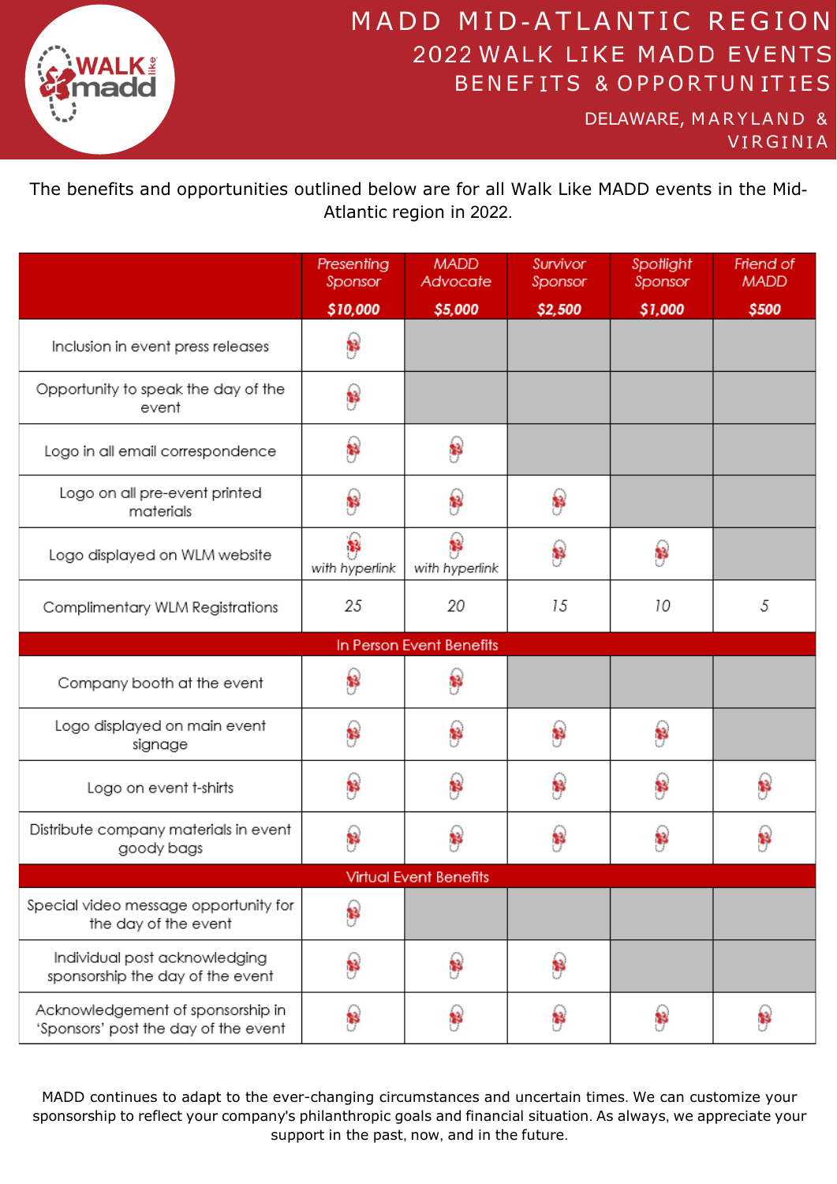# MADD MID-ATLANTIC REGION

## 2022 WALK LIKE MADD EVENTS

## BENEFITS & OPPORTUNITIES

DELAWARE, MARYLAND & VIRGINIA

The benefits and opportunities outlined below are for all Walk Like MADD events in the Mid-Atlantic region in 2022.

| | Presenting Sponsor **$10,000** | MADD Advocate **$5,000** | Survivor Sponsor **$2,500** | Spotlight Sponsor **$1,000** | Friend of MADD **$500** |
|---|---|---|---|---|---|
| Inclusion in event press releases | ✓ | | | | |
| Opportunity to speak the day of the event | ✓ | | | | |
| Logo in all email correspondence | ✓ | ✓ | | | |
| Logo on all pre-event printed materials | ✓ | ✓ | ✓ | | |
| Logo displayed on WLM website | ✓ with hyperlink | ✓ with hyperlink | ✓ | ✓ | |
| Complimentary WLM Registrations | 25 | 20 | 15 | 10 | 5 |
| **In Person Event Benefits** | | | | | |
| Company booth at the event | ✓ | ✓ | | | |
| Logo displayed on main event signage | ✓ | ✓ | ✓ | ✓ | |
| Logo on event t-shirts | ✓ | ✓ | ✓ | ✓ | ✓ |
| Distribute company materials in event goody bags | ✓ | ✓ | ✓ | ✓ | ✓ |
| **Virtual Event Benefits** | | | | | |
| Special video message opportunity for the day of the event | ✓ | | | | |
| Individual post acknowledging sponsorship the day of the event | ✓ | ✓ | ✓ | | |
| Acknowledgement of sponsorship in 'Sponsors' post the day of the event | ✓ | ✓ | ✓ | ✓ | ✓ |

MADD continues to adapt to the ever-changing circumstances and uncertain times. We can customize your sponsorship to reflect your company's philanthropic goals and financial situation. As always, we appreciate your support in the past, now, and in the future.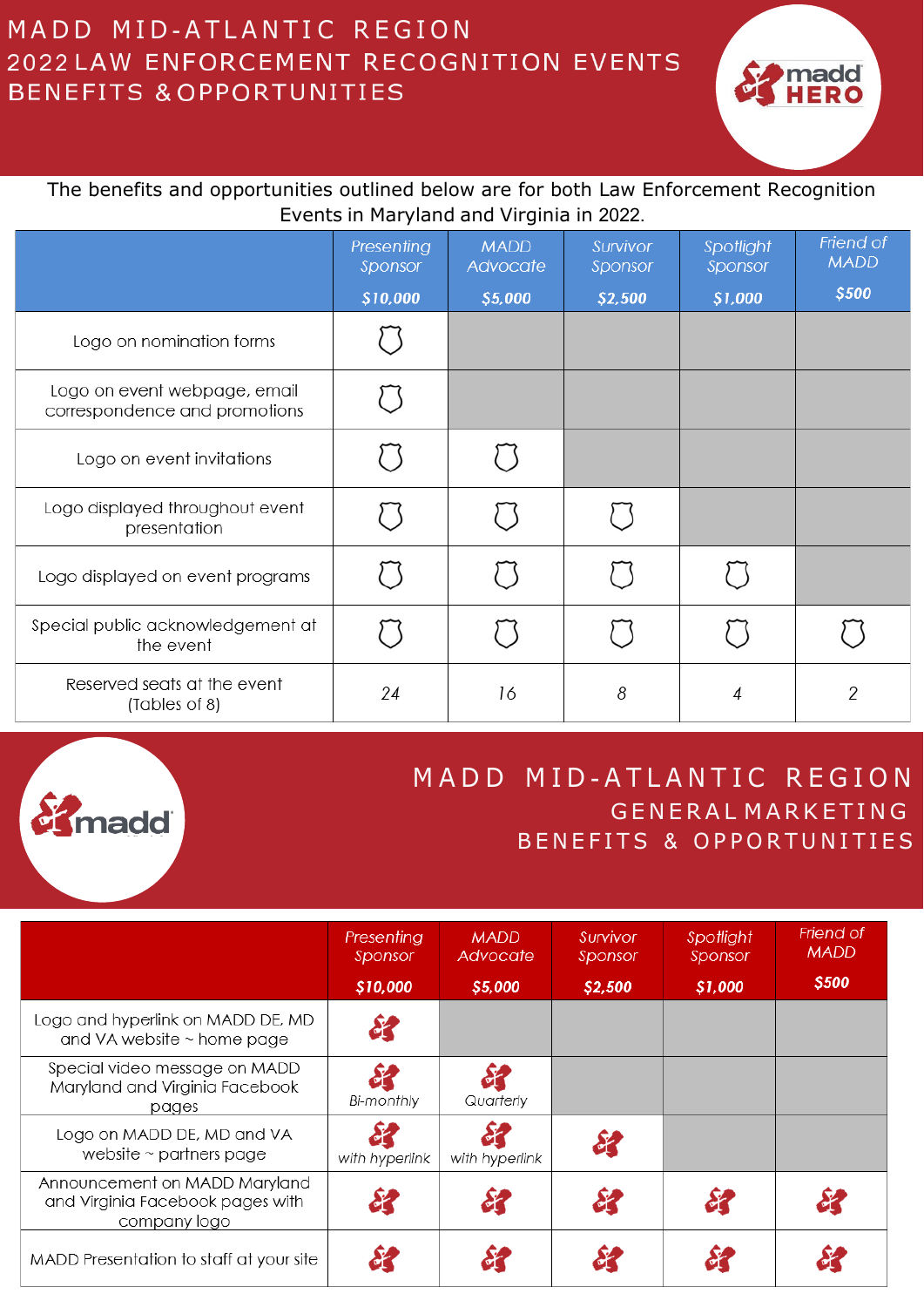# MADD MID-ATLANTIC REGION
# 2022 LAW ENFORCEMENT RECOGNITION EVENTS BENEFITS & OPPORTUNITIES

The benefits and opportunities outlined below are for both Law Enforcement Recognition Events in Maryland and Virginia in 2022.

| | Presenting Sponsor **$10,000** | MADD Advocate **$5,000** | Survivor Sponsor **$2,500** | Spotlight Sponsor **$1,000** | Friend of MADD **$500** |
|---|---|---|---|---|---|
| Logo on nomination forms | ✓ | | | | |
| Logo on event webpage, email correspondence and promotions | ✓ | | | | |
| Logo on event invitations | ✓ | ✓ | | | |
| Logo displayed throughout event presentation | ✓ | ✓ | ✓ | | |
| Logo displayed on event programs | ✓ | ✓ | ✓ | ✓ | |
| Special public acknowledgement at the event | ✓ | ✓ | ✓ | ✓ | ✓ |
| Reserved seats at the event (Tables of 8) | 24 | 16 | 8 | 4 | 2 |

# MADD MID-ATLANTIC REGION
## GENERAL MARKETING BENEFITS & OPPORTUNITIES

| | Presenting Sponsor **$10,000** | MADD Advocate **$5,000** | Survivor Sponsor **$2,500** | Spotlight Sponsor **$1,000** | Friend of MADD **$500** |
|---|---|---|---|---|---|
| Logo and hyperlink on MADD DE, MD and VA website ~ home page | ✓ | | | | |
| Special video message on MADD Maryland and Virginia Facebook pages | ✓ Bi-monthly | ✓ Quarterly | | | |
| Logo on MADD DE, MD and VA website ~ partners page | ✓ with hyperlink | ✓ with hyperlink | ✓ | | |
| Announcement on MADD Maryland and Virginia Facebook pages with company logo | ✓ | ✓ | ✓ | ✓ | ✓ |
| MADD Presentation to staff at your site | ✓ | ✓ | ✓ | ✓ | ✓ |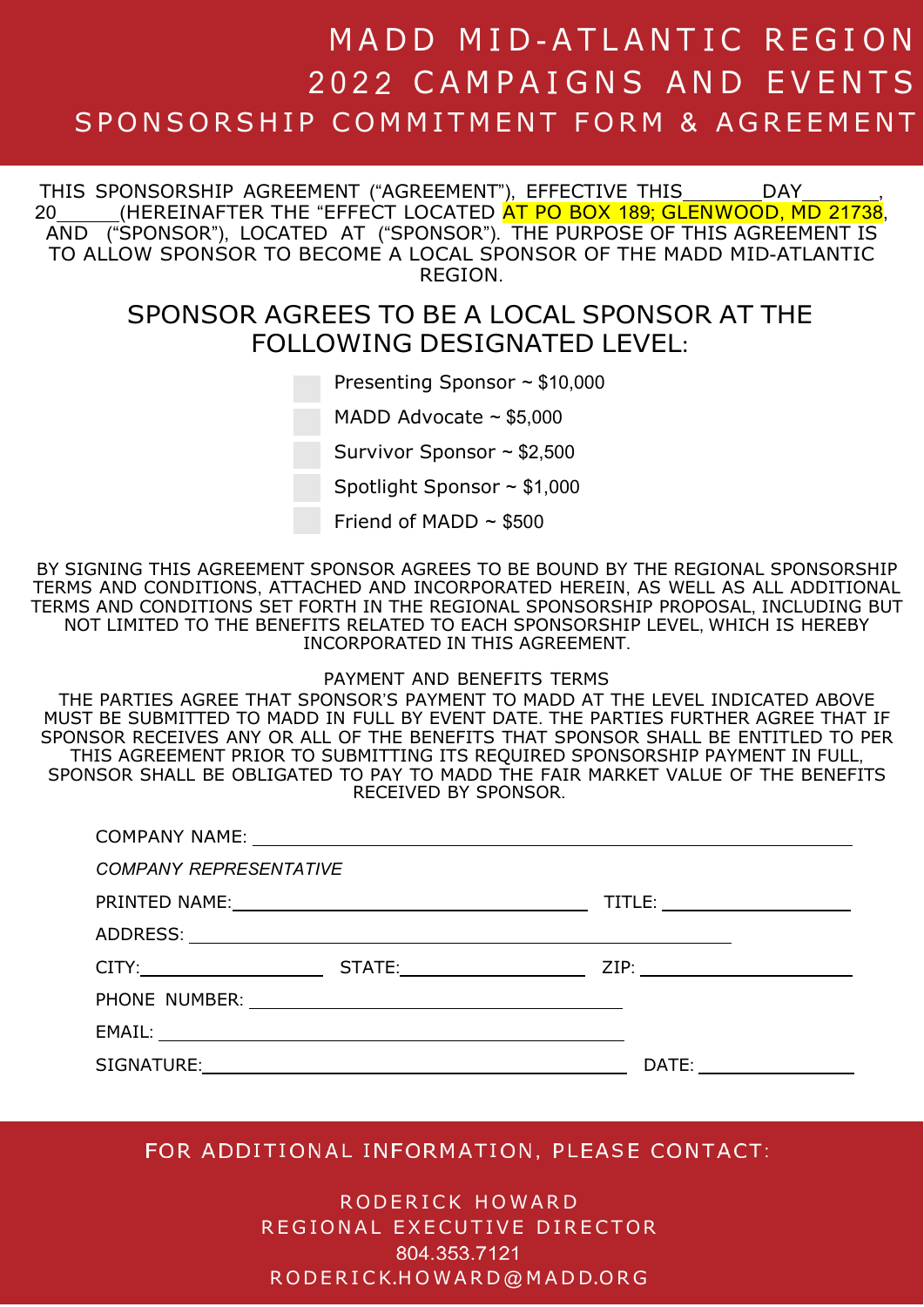# MADD MID-ATLANTIC REGION
# 2022 CAMPAIGNS AND EVENTS
## SPONSORSHIP COMMITMENT FORM & AGREEMENT

THIS SPONSORSHIP AGREEMENT ("AGREEMENT"), EFFECTIVE THIS_______DAY_______, 20______(HEREINAFTER THE "EFFECT LOCATED AT PO BOX 189; GLENWOOD, MD 21738, AND ("SPONSOR"), LOCATED AT ("SPONSOR"). THE PURPOSE OF THIS AGREEMENT IS TO ALLOW SPONSOR TO BECOME A LOCAL SPONSOR OF THE MADD MID-ATLANTIC REGION.

## SPONSOR AGREES TO BE A LOCAL SPONSOR AT THE FOLLOWING DESIGNATED LEVEL:

- ☐ Presenting Sponsor ~ $10,000
- ☐ MADD Advocate ~ $5,000
- ☐ Survivor Sponsor ~ $2,500
- ☐ Spotlight Sponsor ~ $1,000
- ☐ Friend of MADD ~ $500

BY SIGNING THIS AGREEMENT SPONSOR AGREES TO BE BOUND BY THE REGIONAL SPONSORSHIP TERMS AND CONDITIONS, ATTACHED AND INCORPORATED HEREIN, AS WELL AS ALL ADDITIONAL TERMS AND CONDITIONS SET FORTH IN THE REGIONAL SPONSORSHIP PROPOSAL, INCLUDING BUT NOT LIMITED TO THE BENEFITS RELATED TO EACH SPONSORSHIP LEVEL, WHICH IS HEREBY INCORPORATED IN THIS AGREEMENT.

PAYMENT AND BENEFITS TERMS

THE PARTIES AGREE THAT SPONSOR'S PAYMENT TO MADD AT THE LEVEL INDICATED ABOVE MUST BE SUBMITTED TO MADD IN FULL BY EVENT DATE. THE PARTIES FURTHER AGREE THAT IF SPONSOR RECEIVES ANY OR ALL OF THE BENEFITS THAT SPONSOR SHALL BE ENTITLED TO PER THIS AGREEMENT PRIOR TO SUBMITTING ITS REQUIRED SPONSORSHIP PAYMENT IN FULL, SPONSOR SHALL BE OBLIGATED TO PAY TO MADD THE FAIR MARKET VALUE OF THE BENEFITS RECEIVED BY SPONSOR.

COMPANY NAME: ______________________________

*COMPANY REPRESENTATIVE*

PRINTED NAME: ______________________ TITLE: ______________

ADDRESS: ______________________________

CITY: ____________ STATE: ____________ ZIP: ____________

PHONE NUMBER: ______________________

EMAIL: ______________________

SIGNATURE: ______________________ DATE: ____________

FOR ADDITIONAL INFORMATION, PLEASE CONTACT:

RODERICK HOWARD
REGIONAL EXECUTIVE DIRECTOR
804.353.7121
RODERICK.HOWARD@MADD.ORG